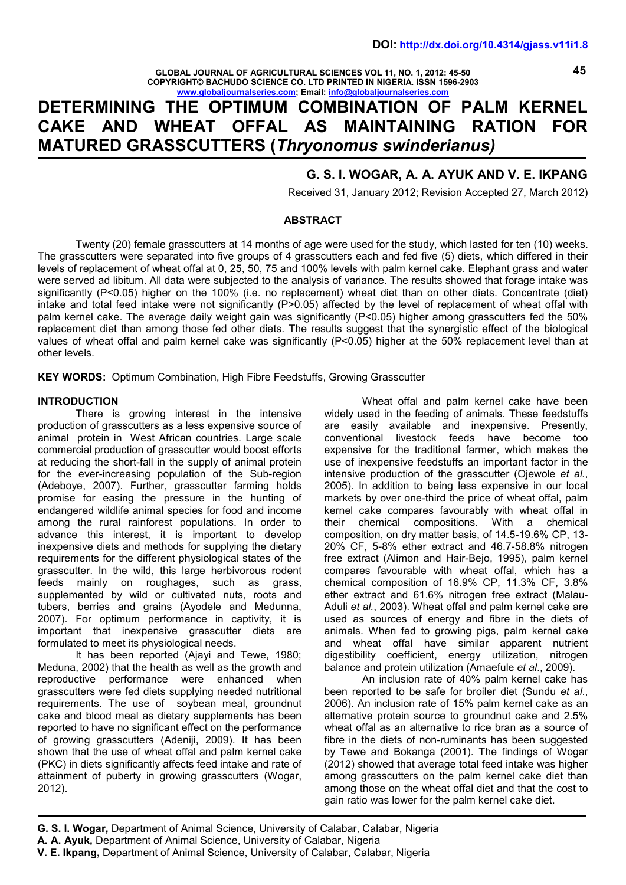# DETERMINING THE OPTIMUM COMBINATION OF PALM KERNEL CAKE AND WHEAT OFFAL AS MAINTAINING RATION FOR MATURED GRASSCUTTERS (*Thryonomus swinderianus)*

**G. S. I. WOGAR, A. A. AYUK AND V. E. IKPANG**

Received 31, January 2012; Revision Accepted 27, March 2012)

## ABSTRACT

Twenty (20) female grasscutters at 14 months of age were used for the study, which lasted for ten (10) weeks. The grasscutters were separated into five groups of 4 grasscutters each and fed five (5) diets, which differed in their levels of replacement of wheat offal at 0, 25, 50, 75 and 100% levels with palm kernel cake. Elephant grass and water were served ad libitum. All data were subjected to the analysis of variance. The results showed that forage intake was significantly (P<0.05) higher on the 100% (i.e. no replacement) wheat diet than on other diets. Concentrate (diet) intake and total feed intake were not significantly (P>0.05) affected by the level of replacement of wheat offal with palm kernel cake. The average daily weight gain was significantly (P<0.05) higher among grasscutters fed the 50% replacement diet than among those fed other diets. The results suggest that the synergistic effect of the biological values of wheat offal and palm kernel cake was significantly (P<0.05) higher at the 50% replacement level than at other levels.

**KEY WORDS:** Optimum Combination, High Fibre Feedstuffs, Growing Grasscutter

## INTRODUCTION

There is growing interest in the intensive production of grasscutters as a less expensive source of animal protein in West African countries. Large scale commercial production of grasscutter would boost efforts at reducing the short-fall in the supply of animal protein for the ever-increasing population of the Sub-region (Adeboye, 2007). Further, grasscutter farming holds promise for easing the pressure in the hunting of endangered wildlife animal species for food and income among the rural rainforest populations. In order to advance this interest, it is important to develop inexpensive diets and methods for supplying the dietary requirements for the different physiological states of the grasscutter. In the wild, this large herbivorous rodent feeds mainly on roughages, such as grass, supplemented by wild or cultivated nuts, roots and tubers, berries and grains (Ayodele and Medunna, 2007). For optimum performance in captivity, it is important that inexpensive grasscutter diets are formulated to meet its physiological needs.

It has been reported (Ajayi and Tewe, 1980; Meduna, 2002) that the health as well as the growth and reproductive performance were enhanced when grasscutters were fed diets supplying needed nutritional requirements. The use of soybean meal, groundnut cake and blood meal as dietary supplements has been reported to have no significant effect on the performance of growing grasscutters (Adeniji, 2009). It has been shown that the use of wheat offal and palm kernel cake (PKC) in diets significantly affects feed intake and rate of attainment of puberty in growing grasscutters (Wogar, 2012).

Wheat offal and palm kernel cake have been widely used in the feeding of animals. These feedstuffs are easily available and inexpensive. Presently, conventional livestock feeds have become too expensive for the traditional farmer, which makes the use of inexpensive feedstuffs an important factor in the intensive production of the grasscutter (Ojewole *et al.*, 2005). In addition to being less expensive in our local markets by over one-third the price of wheat offal, palm kernel cake compares favourably with wheat offal in their chemical compositions. With a chemical composition, on dry matter basis, of 14.5-19.6% CP, 13-20% CF, 5-8% ether extract and 46.7-58.8% nitrogen free extract (Alimon and Hair-Bejo, 1995), palm kernel compares favourable with wheat offal, which has a chemical composition of 16.9% CP, 11.3% CF, 3.8% ether extract and 61.6% nitrogen free extract (Malau-Aduli *et al.*, 2003). Wheat offal and palm kernel cake are used as sources of energy and fibre in the diets of animals. When fed to growing pigs, palm kernel cake and wheat offal have similar apparent nutrient digestibility coefficient, energy utilization, nitrogen balance and protein utilization (Amaefule *et al*., 2009).

An inclusion rate of 40% palm kernel cake has been reported to be safe for broiler diet (Sundu *et al*., 2006). An inclusion rate of 15% palm kernel cake as an alternative protein source to groundnut cake and 2.5% wheat offal as an alternative to rice bran as a source of fibre in the diets of non-ruminants has been suggested by Tewe and Bokanga (2001). The findings of Wogar (2012) showed that average total feed intake was higher among grasscutters on the palm kernel cake diet than among those on the wheat offal diet and that the cost to gain ratio was lower for the palm kernel cake diet.

---

**G. S. I. Wogar,** Department of Animal Science, University of Calabar, Calabar, Nigeria
**A. A. Ayuk,** Department of Animal Science, University of Calabar, Nigeria
**V. E. Ikpang,** Department of Animal Science, University of Calabar, Calabar, Nigeria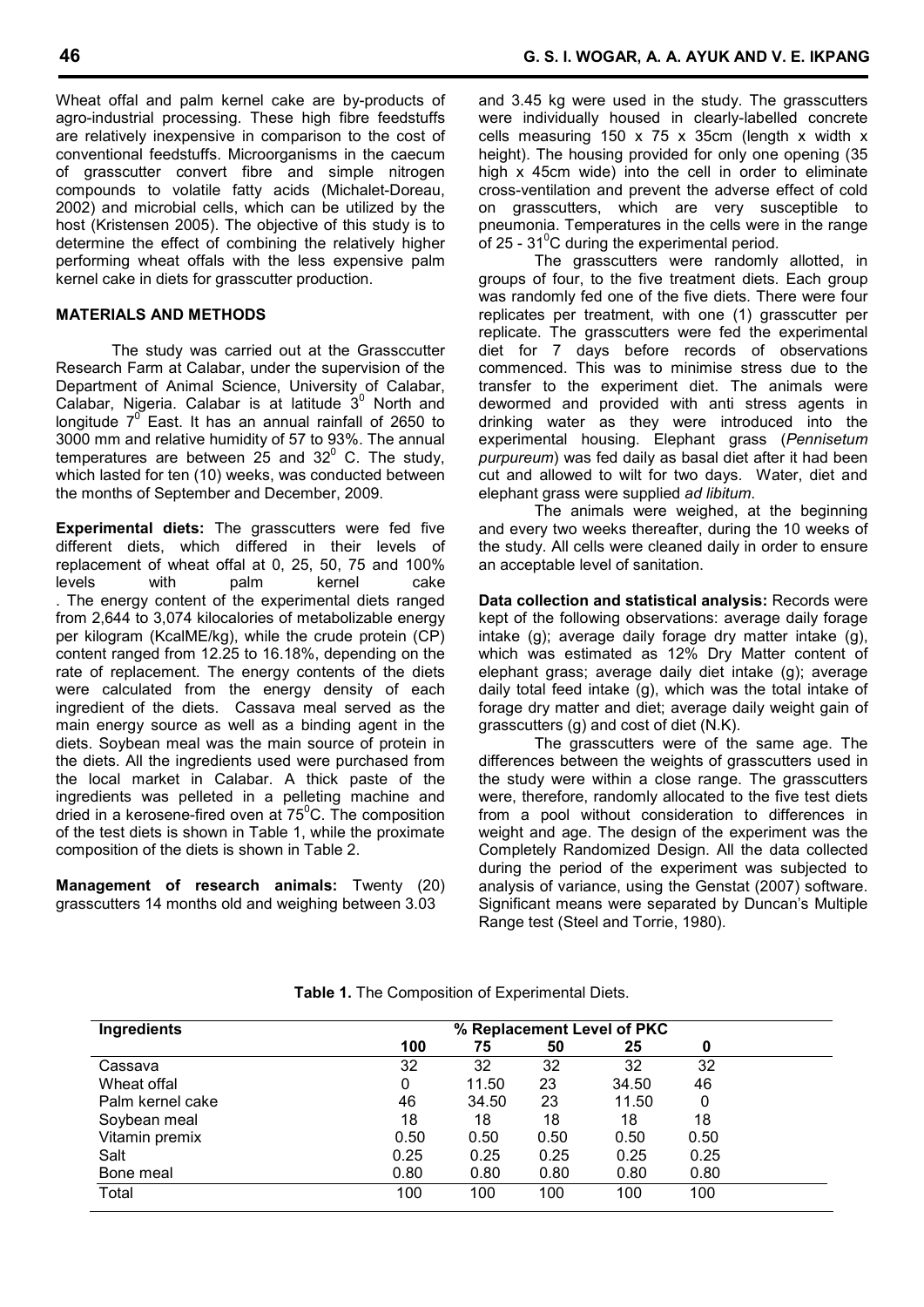Wheat offal and palm kernel cake are by-products of agro-industrial processing. These high fibre feedstuffs are relatively inexpensive in comparison to the cost of conventional feedstuffs. Microorganisms in the caecum of grasscutter convert fibre and simple nitrogen compounds to volatile fatty acids (Michalet-Doreau, 2002) and microbial cells, which can be utilized by the host (Kristensen 2005). The objective of this study is to determine the effect of combining the relatively higher performing wheat offals with the less expensive palm kernel cake in diets for grasscutter production.

## MATERIALS AND METHODS

The study was carried out at the Grasscutter Research Farm at Calabar, under the supervision of the Department of Animal Science, University of Calabar, Calabar, Nigeria. Calabar is at latitude $3^0$ North and longitude $7^0$ East. It has an annual rainfall of 2650 to 3000 mm and relative humidity of 57 to 93%. The annual temperatures are between 25 and $32^0$ C. The study, which lasted for ten (10) weeks, was conducted between the months of September and December, 2009.

**Experimental diets:** The grasscutters were fed five different diets, which differed in their levels of replacement of wheat offal at 0, 25, 50, 75 and 100% levels with palm kernel cake . The energy content of the experimental diets ranged from 2,644 to 3,074 kilocalories of metabolizable energy per kilogram (KcalME/kg), while the crude protein (CP) content ranged from 12.25 to 16.18%, depending on the rate of replacement. The energy contents of the diets were calculated from the energy density of each ingredient of the diets. Cassava meal served as the main energy source as well as a binding agent in the diets. Soybean meal was the main source of protein in the diets. All the ingredients used were purchased from the local market in Calabar. A thick paste of the ingredients was pelleted in a pelleting machine and dried in a kerosene-fired oven at $75^0$C. The composition of the test diets is shown in Table 1, while the proximate composition of the diets is shown in Table 2.

**Management of research animals:** Twenty (20) grasscutters 14 months old and weighing between 3.03 and 3.45 kg were used in the study. The grasscutters were individually housed in clearly-labelled concrete cells measuring 150 x 75 x 35cm (length x width x height). The housing provided for only one opening (35 high x 45cm wide) into the cell in order to eliminate cross-ventilation and prevent the adverse effect of cold on grasscutters, which are very susceptible to pneumonia. Temperatures in the cells were in the range of 25 - $31^0$C during the experimental period.

The grasscutters were randomly allotted, in groups of four, to the five treatment diets. Each group was randomly fed one of the five diets. There were four replicates per treatment, with one (1) grasscutter per replicate. The grasscutters were fed the experimental diet for 7 days before records of observations commenced. This was to minimise stress due to the transfer to the experiment diet. The animals were dewormed and provided with anti stress agents in drinking water as they were introduced into the experimental housing. Elephant grass (*Pennisetum purpureum*) was fed daily as basal diet after it had been cut and allowed to wilt for two days. Water, diet and elephant grass were supplied *ad libitum*.

The animals were weighed, at the beginning and every two weeks thereafter, during the 10 weeks of the study. All cells were cleaned daily in order to ensure an acceptable level of sanitation.

**Data collection and statistical analysis:** Records were kept of the following observations: average daily forage intake (g); average daily forage dry matter intake (g), which was estimated as 12% Dry Matter content of elephant grass; average daily diet intake (g); average daily total feed intake (g), which was the total intake of forage dry matter and diet; average daily weight gain of grasscutters (g) and cost of diet (N.K).

The grasscutters were of the same age. The differences between the weights of grasscutters used in the study were within a close range. The grasscutters were, therefore, randomly allocated to the five test diets from a pool without consideration to differences in weight and age. The design of the experiment was the Completely Randomized Design. All the data collected during the period of the experiment was subjected to analysis of variance, using the Genstat (2007) software. Significant means were separated by Duncan's Multiple Range test (Steel and Torrie, 1980).

**Table 1.** The Composition of Experimental Diets.

| Ingredients | % Replacement Level of PKC | | | | |
|---|---|---|---|---|---|
| | 100 | 75 | 50 | 25 | 0 |
| Cassava | 32 | 32 | 32 | 32 | 32 |
| Wheat offal | 0 | 11.50 | 23 | 34.50 | 46 |
| Palm kernel cake | 46 | 34.50 | 23 | 11.50 | 0 |
| Soybean meal | 18 | 18 | 18 | 18 | 18 |
| Vitamin premix | 0.50 | 0.50 | 0.50 | 0.50 | 0.50 |
| Salt | 0.25 | 0.25 | 0.25 | 0.25 | 0.25 |
| Bone meal | 0.80 | 0.80 | 0.80 | 0.80 | 0.80 |
| Total | 100 | 100 | 100 | 100 | 100 |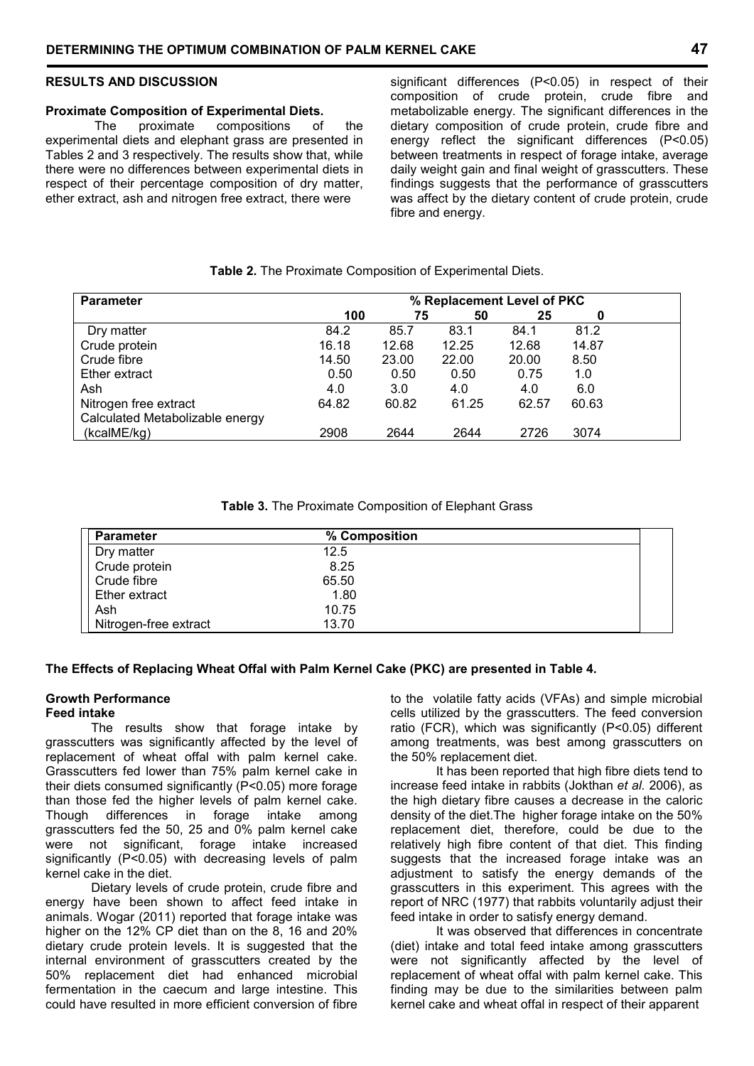## RESULTS AND DISCUSSION

### Proximate Composition of Experimental Diets.

The proximate compositions of the experimental diets and elephant grass are presented in Tables 2 and 3 respectively. The results show that, while there were no differences between experimental diets in respect of their percentage composition of dry matter, ether extract, ash and nitrogen free extract, there were significant differences (P<0.05) in respect of their composition of crude protein, crude fibre and metabolizable energy. The significant differences in the dietary composition of crude protein, crude fibre and energy reflect the significant differences (P<0.05) between treatments in respect of forage intake, average daily weight gain and final weight of grasscutters. These findings suggests that the performance of grasscutters was affect by the dietary content of crude protein, crude fibre and energy.

**Table 2.** The Proximate Composition of Experimental Diets.

| Parameter | % Replacement Level of PKC | | | | |
|---|---|---|---|---|---|
| | 100 | 75 | 50 | 25 | 0 |
| Dry matter | 84.2 | 85.7 | 83.1 | 84.1 | 81.2 |
| Crude protein | 16.18 | 12.68 | 12.25 | 12.68 | 14.87 |
| Crude fibre | 14.50 | 23.00 | 22.00 | 20.00 | 8.50 |
| Ether extract | 0.50 | 0.50 | 0.50 | 0.75 | 1.0 |
| Ash | 4.0 | 3.0 | 4.0 | 4.0 | 6.0 |
| Nitrogen free extract | 64.82 | 60.82 | 61.25 | 62.57 | 60.63 |
| Calculated Metabolizable energy (kcalME/kg) | 2908 | 2644 | 2644 | 2726 | 3074 |

**Table 3.** The Proximate Composition of Elephant Grass

| Parameter | % Composition |
|---|---|
| Dry matter | 12.5 |
| Crude protein | 8.25 |
| Crude fibre | 65.50 |
| Ether extract | 1.80 |
| Ash | 10.75 |
| Nitrogen-free extract | 13.70 |

**The Effects of Replacing Wheat Offal with Palm Kernel Cake (PKC) are presented in Table 4.**

### Growth Performance

#### Feed intake

The results show that forage intake by grasscutters was significantly affected by the level of replacement of wheat offal with palm kernel cake. Grasscutters fed lower than 75% palm kernel cake in their diets consumed significantly (P<0.05) more forage than those fed the higher levels of palm kernel cake. Though differences in forage intake among grasscutters fed the 50, 25 and 0% palm kernel cake were not significant, forage intake increased significantly (P<0.05) with decreasing levels of palm kernel cake in the diet.

Dietary levels of crude protein, crude fibre and energy have been shown to affect feed intake in animals. Wogar (2011) reported that forage intake was higher on the 12% CP diet than on the 8, 16 and 20% dietary crude protein levels. It is suggested that the internal environment of grasscutters created by the 50% replacement diet had enhanced microbial fermentation in the caecum and large intestine. This could have resulted in more efficient conversion of fibre to the volatile fatty acids (VFAs) and simple microbial cells utilized by the grasscutters. The feed conversion ratio (FCR), which was significantly (P<0.05) different among treatments, was best among grasscutters on the 50% replacement diet.

It has been reported that high fibre diets tend to increase feed intake in rabbits (Jokthan *et al.* 2006), as the high dietary fibre causes a decrease in the caloric density of the diet.The higher forage intake on the 50% replacement diet, therefore, could be due to the relatively high fibre content of that diet. This finding suggests that the increased forage intake was an adjustment to satisfy the energy demands of the grasscutters in this experiment. This agrees with the report of NRC (1977) that rabbits voluntarily adjust their feed intake in order to satisfy energy demand.

It was observed that differences in concentrate (diet) intake and total feed intake among grasscutters were not significantly affected by the level of replacement of wheat offal with palm kernel cake. This finding may be due to the similarities between palm kernel cake and wheat offal in respect of their apparent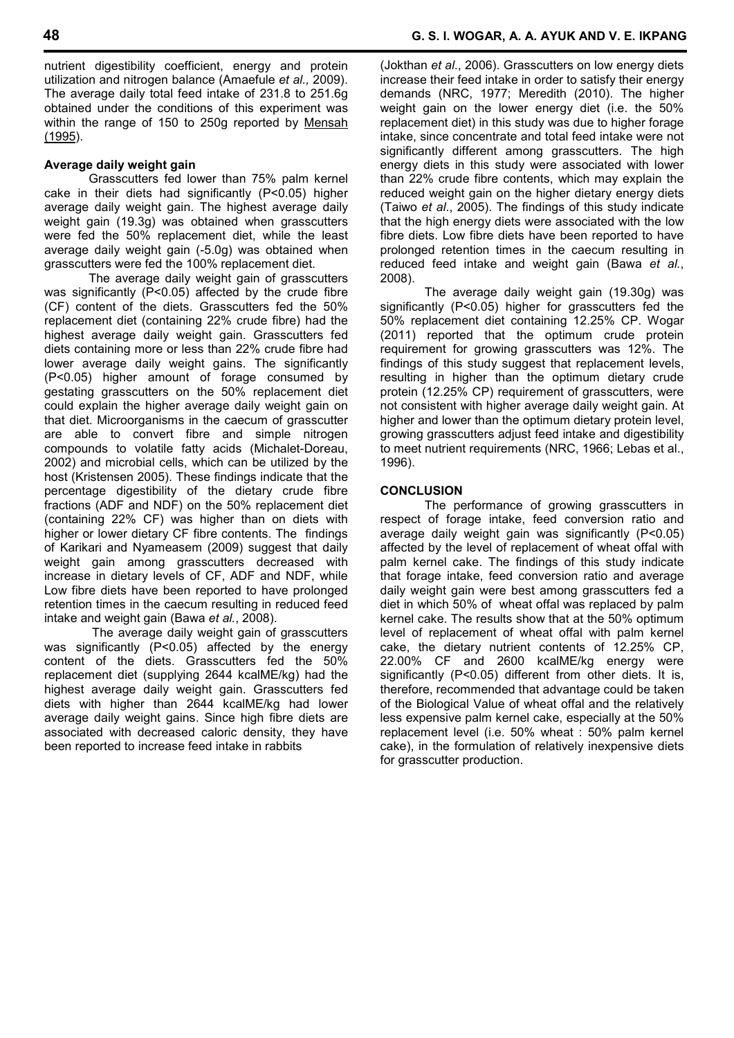nutrient digestibility coefficient, energy and protein utilization and nitrogen balance (Amaefule *et al.,* 2009). The average daily total feed intake of 231.8 to 251.6g obtained under the conditions of this experiment was within the range of 150 to 250g reported by Mensah (1995).

**Average daily weight gain**

Grasscutters fed lower than 75% palm kernel cake in their diets had significantly (P<0.05) higher average daily weight gain. The highest average daily weight gain (19.3g) was obtained when grasscutters were fed the 50% replacement diet, while the least average daily weight gain (-5.0g) was obtained when grasscutters were fed the 100% replacement diet.

The average daily weight gain of grasscutters was significantly (P<0.05) affected by the crude fibre (CF) content of the diets. Grasscutters fed the 50% replacement diet (containing 22% crude fibre) had the highest average daily weight gain. Grasscutters fed diets containing more or less than 22% crude fibre had lower average daily weight gains. The significantly (P<0.05) higher amount of forage consumed by gestating grasscutters on the 50% replacement diet could explain the higher average daily weight gain on that diet. Microorganisms in the caecum of grasscutter are able to convert fibre and simple nitrogen compounds to volatile fatty acids (Michalet-Doreau, 2002) and microbial cells, which can be utilized by the host (Kristensen 2005). These findings indicate that the percentage digestibility of the dietary crude fibre fractions (ADF and NDF) on the 50% replacement diet (containing 22% CF) was higher than on diets with higher or lower dietary CF fibre contents. The findings of Karikari and Nyameasem (2009) suggest that daily weight gain among grasscutters decreased with increase in dietary levels of CF, ADF and NDF, while Low fibre diets have been reported to have prolonged retention times in the caecum resulting in reduced feed intake and weight gain (Bawa *et al.*, 2008).

The average daily weight gain of grasscutters was significantly (P<0.05) affected by the energy content of the diets. Grasscutters fed the 50% replacement diet (supplying 2644 kcalME/kg) had the highest average daily weight gain. Grasscutters fed diets with higher than 2644 kcalME/kg had lower average daily weight gains. Since high fibre diets are associated with decreased caloric density, they have been reported to increase feed intake in rabbits (Jokthan *et al*., 2006). Grasscutters on low energy diets increase their feed intake in order to satisfy their energy demands (NRC, 1977; Meredith (2010). The higher weight gain on the lower energy diet (i.e. the 50% replacement diet) in this study was due to higher forage intake, since concentrate and total feed intake were not significantly different among grasscutters. The high energy diets in this study were associated with lower than 22% crude fibre contents, which may explain the reduced weight gain on the higher dietary energy diets (Taiwo *et al*., 2005). The findings of this study indicate that the high energy diets were associated with the low fibre diets. Low fibre diets have been reported to have prolonged retention times in the caecum resulting in reduced feed intake and weight gain (Bawa *et al.*, 2008).

The average daily weight gain (19.30g) was significantly (P<0.05) higher for grasscutters fed the 50% replacement diet containing 12.25% CP. Wogar (2011) reported that the optimum crude protein requirement for growing grasscutters was 12%. The findings of this study suggest that replacement levels, resulting in higher than the optimum dietary crude protein (12.25% CP) requirement of grasscutters, were not consistent with higher average daily weight gain. At higher and lower than the optimum dietary protein level, growing grasscutters adjust feed intake and digestibility to meet nutrient requirements (NRC, 1966; Lebas et al., 1996).

**CONCLUSION**

The performance of growing grasscutters in respect of forage intake, feed conversion ratio and average daily weight gain was significantly (P<0.05) affected by the level of replacement of wheat offal with palm kernel cake. The findings of this study indicate that forage intake, feed conversion ratio and average daily weight gain were best among grasscutters fed a diet in which 50% of wheat offal was replaced by palm kernel cake. The results show that at the 50% optimum level of replacement of wheat offal with palm kernel cake, the dietary nutrient contents of 12.25% CP, 22.00% CF and 2600 kcalME/kg energy were significantly (P<0.05) different from other diets. It is, therefore, recommended that advantage could be taken of the Biological Value of wheat offal and the relatively less expensive palm kernel cake, especially at the 50% replacement level (i.e. 50% wheat : 50% palm kernel cake), in the formulation of relatively inexpensive diets for grasscutter production.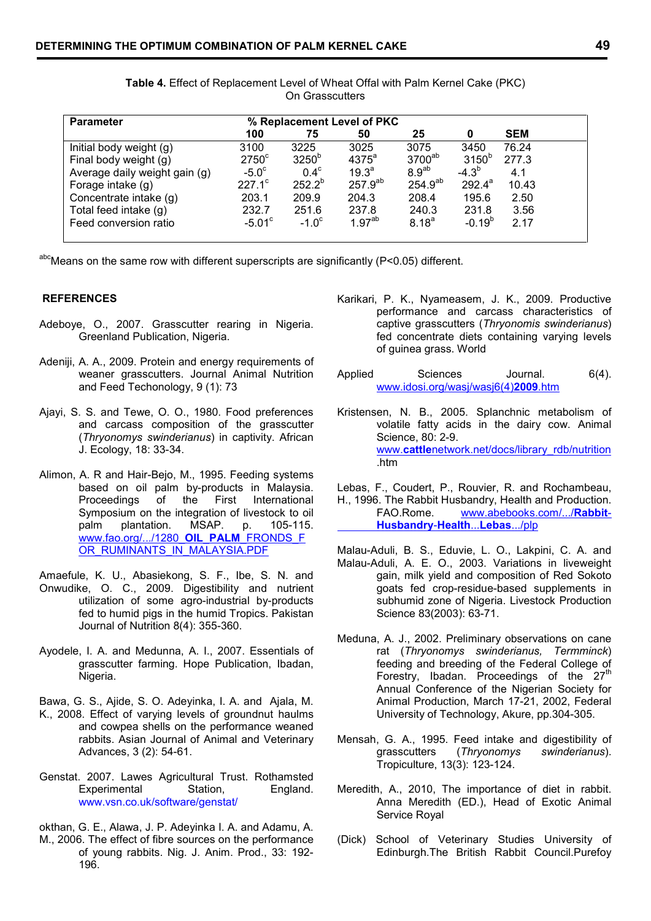**Table 4.** Effect of Replacement Level of Wheat Offal with Palm Kernel Cake (PKC) On Grasscutters

| Parameter | % Replacement Level of PKC | | | | | |
|---|---|---|---|---|---|---|
| | 100 | 75 | 50 | 25 | 0 | SEM |
| Initial body weight (g) | 3100 | 3225 | 3025 | 3075 | 3450 | 76.24 |
| Final body weight (g) | 2750[c] | 3250[b] | 4375[a] | 3700[ab] | 3150[b] | 277.3 |
| Average daily weight gain (g) | -5.0[c] | 0.4[c] | 19.3[a] | 8.9[ab] | -4.3[b] | 4.1 |
| Forage intake (g) | 227.1[c] | 252.2[b] | 257.9[ab] | 254.9[ab] | 292.4[a] | 10.43 |
| Concentrate intake (g) | 203.1 | 209.9 | 204.3 | 208.4 | 195.6 | 2.50 |
| Total feed intake (g) | 232.7 | 251.6 | 237.8 | 240.3 | 231.8 | 3.56 |
| Feed conversion ratio | -5.01[c] | -1.0[c] | 1.97[ab] | 8.18[a] | -0.19[b] | 2.17 |

[abc]Means on the same row with different superscripts are significantly ($P<0.05$) different.

## REFERENCES

Adeboye, O., 2007. Grasscutter rearing in Nigeria. Greenland Publication, Nigeria.

Adeniji, A. A., 2009. Protein and energy requirements of weaner grasscutters. Journal Animal Nutrition and Feed Techonology, 9 (1): 73

Ajayi, S. S. and Tewe, O. O., 1980. Food preferences and carcass composition of the grasscutter (*Thryonomys swinderianus*) in captivity. African J. Ecology, 18: 33-34.

Alimon, A. R and Hair-Bejo, M., 1995. Feeding systems based on oil palm by-products in Malaysia. Proceedings of the First International Symposium on the integration of livestock to oil palm plantation. MSAP. p. 105-115. www.fao.org/.../1280_**OIL_PALM**_FRONDS_FOR_RUMINANTS_IN_MALAYSIA.PDF

Amaefule, K. U., Abasiekong, S. F., Ibe, S. N. and Onwudike, O. C., 2009. Digestibility and nutrient utilization of some agro-industrial by-products fed to humid pigs in the humid Tropics. Pakistan Journal of Nutrition 8(4): 355-360.

Ayodele, I. A. and Medunna, A. I., 2007. Essentials of grasscutter farming. Hope Publication, Ibadan, Nigeria.

Bawa, G. S., Ajide, S. O. Adeyinka, I. A. and Ajala, M. K., 2008. Effect of varying levels of groundnut haulms and cowpea shells on the performance weaned rabbits. Asian Journal of Animal and Veterinary Advances, 3 (2): 54-61.

Genstat. 2007. Lawes Agricultural Trust. Rothamsted Experimental Station, England. www.vsn.co.uk/software/genstat/

okthan, G. E., Alawa, J. P. Adeyinka I. A. and Adamu, A. M., 2006. The effect of fibre sources on the performance of young rabbits. Nig. J. Anim. Prod., 33: 192-196.

Karikari, P. K., Nyameasem, J. K., 2009. Productive performance and carcass characteristics of captive grasscutters (*Thryonomis swinderianus*) fed concentrate diets containing varying levels of guinea grass. World Applied Sciences Journal. 6(4). www.idosi.org/wasj/wasj6(4)**2009**.htm

Kristensen, N. B., 2005. Splanchnic metabolism of volatile fatty acids in the dairy cow. Animal Science, 80: 2-9. www.**cattle**network.net/docs/library_rdb/nutrition.htm

Lebas, F., Coudert, P., Rouvier, R. and Rochambeau, H., 1996. The Rabbit Husbandry, Health and Production. FAO.Rome. www.abebooks.com/.../**Rabbit**-**Husbandry**-**Health**...**Lebas**.../plp

Malau-Aduli, B. S., Eduvie, L. O., Lakpini, C. A. and Malau-Aduli, A. E. O., 2003. Variations in liveweight gain, milk yield and composition of Red Sokoto goats fed crop-residue-based supplements in subhumid zone of Nigeria. Livestock Production Science 83(2003): 63-71.

Meduna, A. J., 2002. Preliminary observations on cane rat (*Thryonomys swinderianus, Termminck*) feeding and breeding of the Federal College of Forestry, Ibadan. Proceedings of the 27th Annual Conference of the Nigerian Society for Animal Production, March 17-21, 2002, Federal University of Technology, Akure, pp.304-305.

Mensah, G. A., 1995. Feed intake and digestibility of grasscutters (*Thryonomys swinderianus*). Tropiculture, 13(3): 123-124.

Meredith, A., 2010, The importance of diet in rabbit. Anna Meredith (ED.), Head of Exotic Animal Service Royal (Dick) School of Veterinary Studies University of Edinburgh.The British Rabbit Council.Purefoy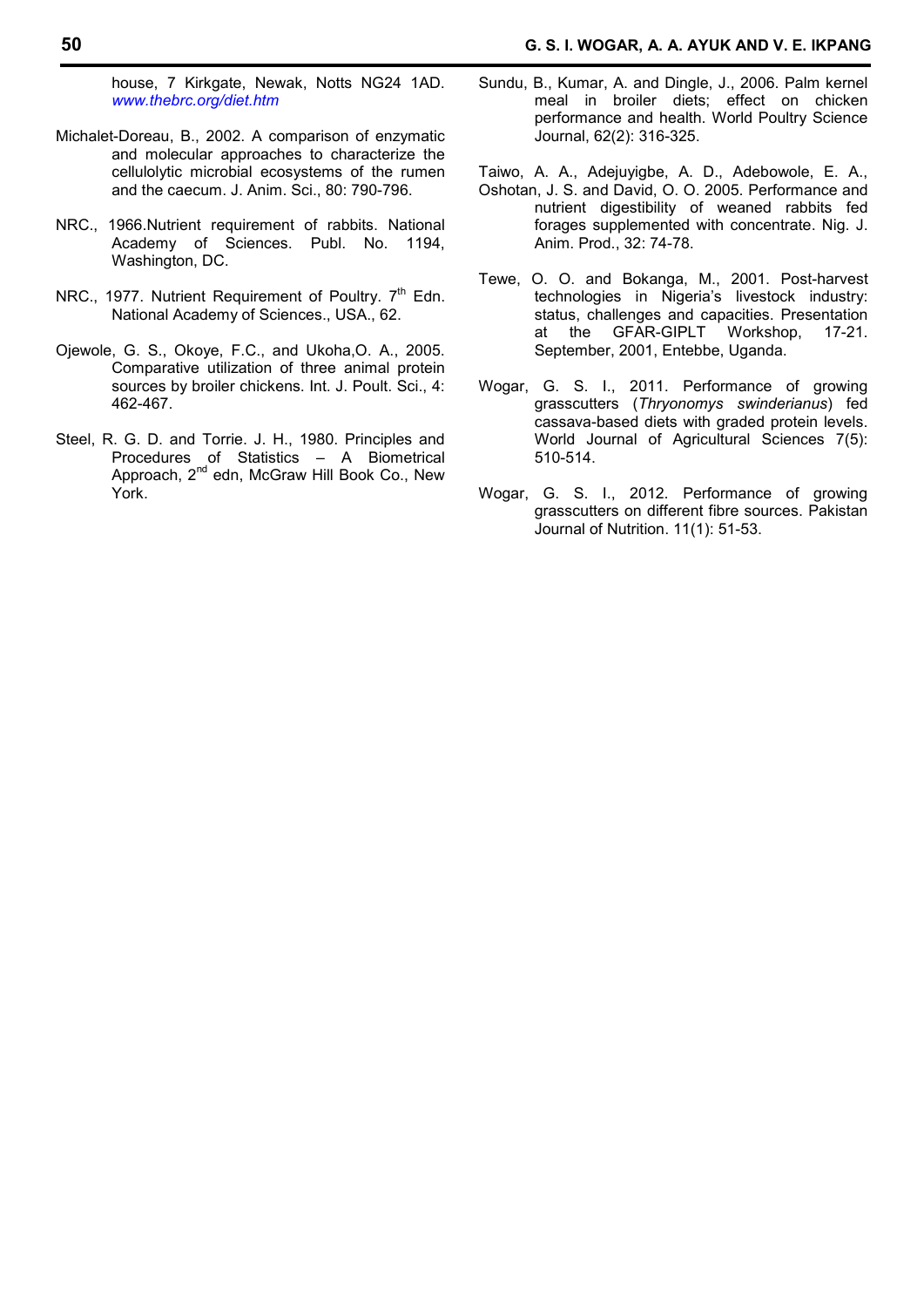house, 7 Kirkgate, Newak, Notts NG24 1AD. www.thebrc.org/diet.htm

Michalet-Doreau, B., 2002. A comparison of enzymatic and molecular approaches to characterize the cellulolytic microbial ecosystems of the rumen and the caecum. J. Anim. Sci., 80: 790-796.

NRC., 1966.Nutrient requirement of rabbits. National Academy of Sciences. Publ. No. 1194, Washington, DC.

NRC., 1977. Nutrient Requirement of Poultry. 7th Edn. National Academy of Sciences., USA., 62.

Ojewole, G. S., Okoye, F.C., and Ukoha,O. A., 2005. Comparative utilization of three animal protein sources by broiler chickens. Int. J. Poult. Sci., 4: 462-467.

Steel, R. G. D. and Torrie. J. H., 1980. Principles and Procedures of Statistics – A Biometrical Approach, 2nd edn, McGraw Hill Book Co., New York.

Sundu, B., Kumar, A. and Dingle, J., 2006. Palm kernel meal in broiler diets; effect on chicken performance and health. World Poultry Science Journal, 62(2): 316-325.

Taiwo, A. A., Adejuyigbe, A. D., Adebowole, E. A., Oshotan, J. S. and David, O. O. 2005. Performance and nutrient digestibility of weaned rabbits fed forages supplemented with concentrate. Nig. J. Anim. Prod., 32: 74-78.

Tewe, O. O. and Bokanga, M., 2001. Post-harvest technologies in Nigeria's livestock industry: status, challenges and capacities. Presentation at the GFAR-GIPLT Workshop, 17-21. September, 2001, Entebbe, Uganda.

Wogar, G. S. I., 2011. Performance of growing grasscutters (*Thryonomys swinderianus*) fed cassava-based diets with graded protein levels. World Journal of Agricultural Sciences 7(5): 510-514.

Wogar, G. S. I., 2012. Performance of growing grasscutters on different fibre sources. Pakistan Journal of Nutrition. 11(1): 51-53.